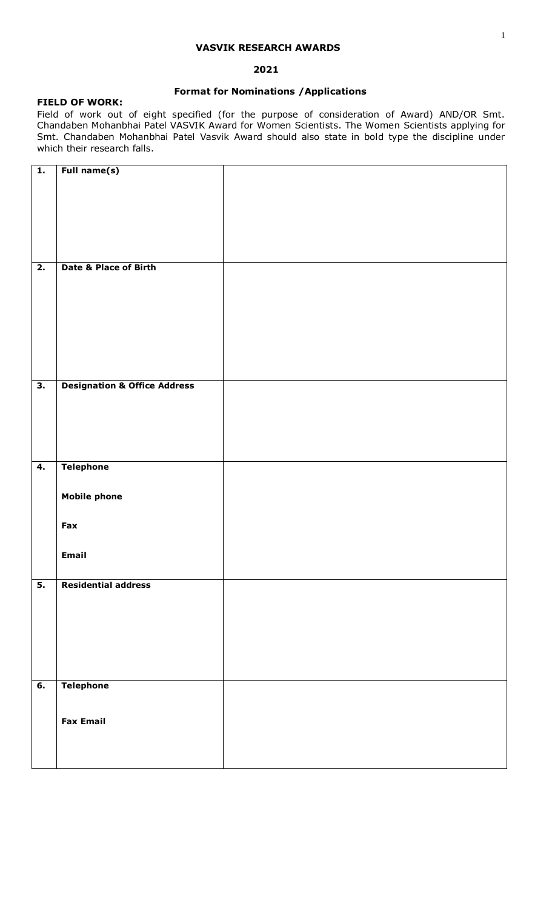# VASVIK RESEARCH AWARDS

## 2021

### Format for Nominations /Applications

**FIELD OF WORK:**

Field of work out of eight specified (for the purpose of consideration of Award) AND/OR Smt. Chandaben Mohanbhai Patel VASVIK Award for Women Scientists. The Women Scientists applying for Smt. Chandaben Mohanbhai Patel Vasvik Award should also state in bold type the discipline under which their research falls.

| | | |
|---|---|---|
| **1.** | **Full name(s)** | |
| **2.** | **Date & Place of Birth** | |
| **3.** | **Designation & Office Address** | |
| **4.** | **Telephone**<br><br>**Mobile phone**<br><br>**Fax**<br><br>**Email** | |
| **5.** | **Residential address** | |
| **6.** | **Telephone**<br><br>**Fax Email** | |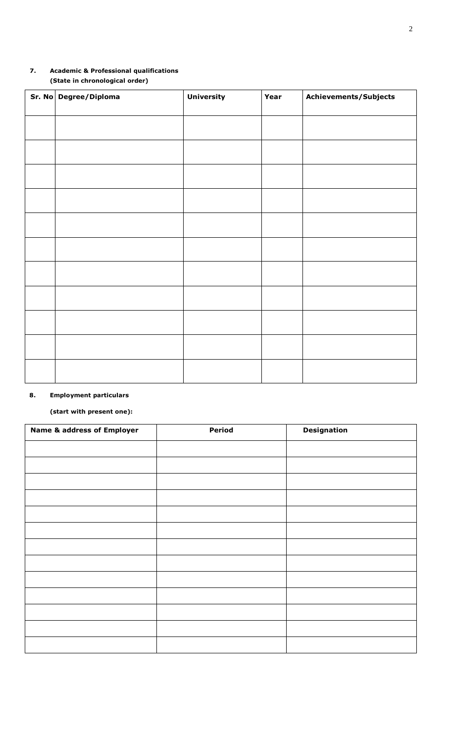**7. Academic & Professional qualifications**
**(State in chronological order)**

| Sr. No | Degree/Diploma | University | Year | Achievements/Subjects |
|---|---|---|---|---|
| | | | | |
| | | | | |
| | | | | |
| | | | | |
| | | | | |
| | | | | |
| | | | | |
| | | | | |
| | | | | |
| | | | | |
| | | | | |

**8. Employment particulars**

**(start with present one):**

| Name & address of Employer | Period | Designation |
|---|---|---|
| | | |
| | | |
| | | |
| | | |
| | | |
| | | |
| | | |
| | | |
| | | |
| | | |
| | | |
| | | |
| | | |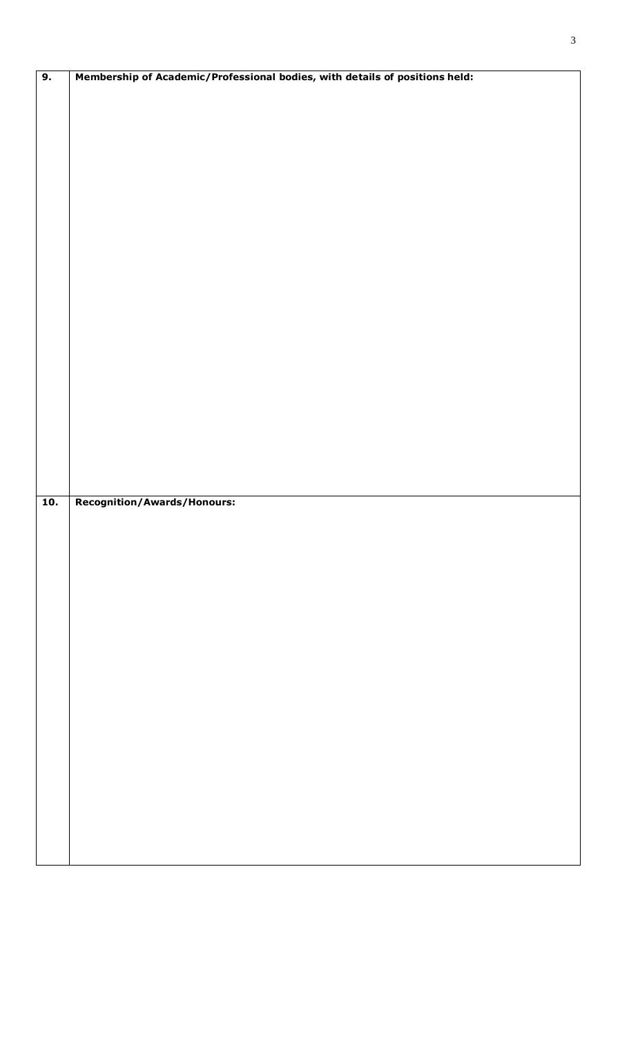| 9. | **Membership of Academic/Professional bodies, with details of positions held:** |
|---|---|
| | |
| **10.** | **Recognition/Awards/Honours:** |
| | |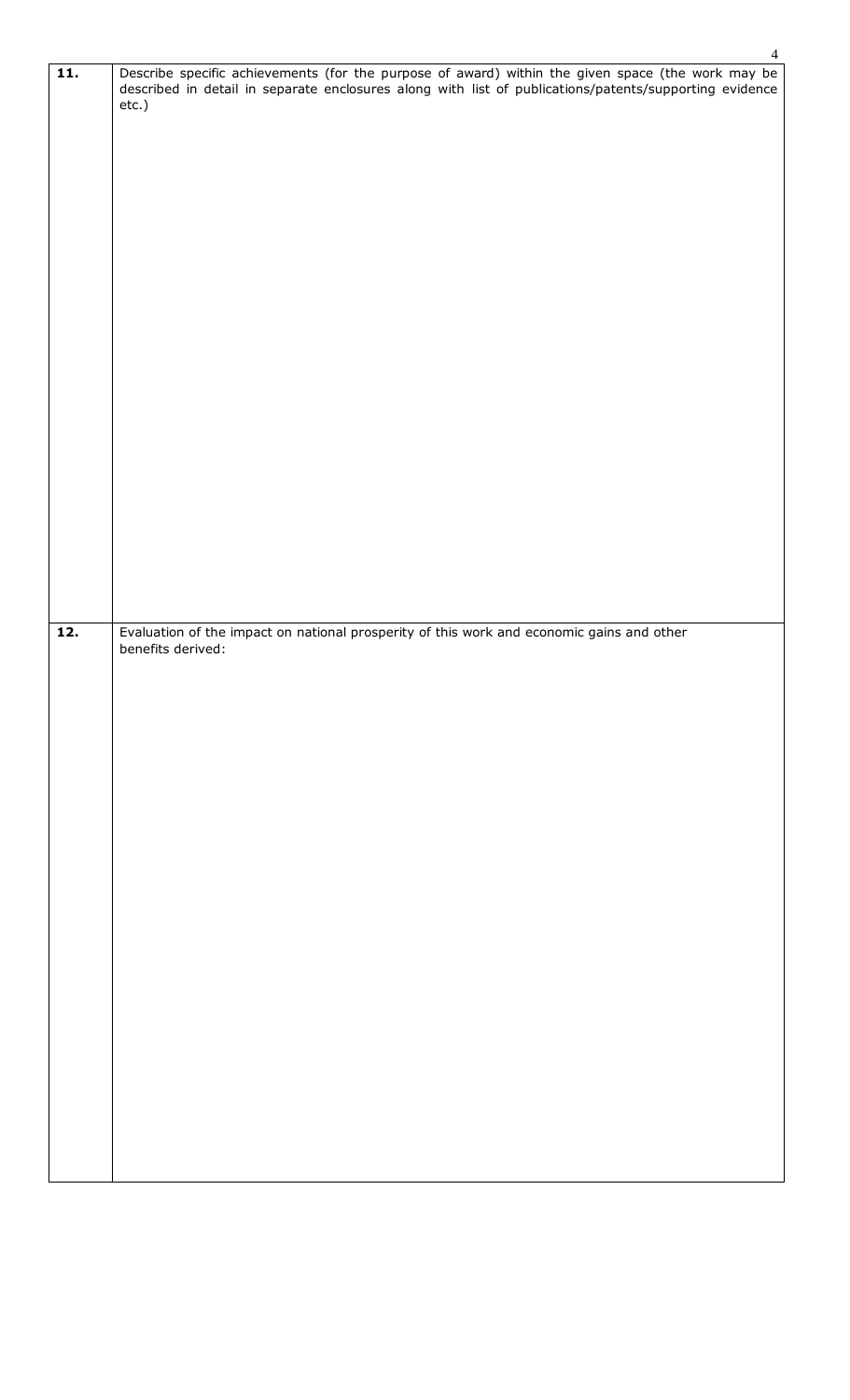| | |
|---|---|
| **11.** | Describe specific achievements (for the purpose of award) within the given space (the work may be described in detail in separate enclosures along with list of publications/patents/supporting evidence etc.) |
| **12.** | Evaluation of the impact on national prosperity of this work and economic gains and other benefits derived: |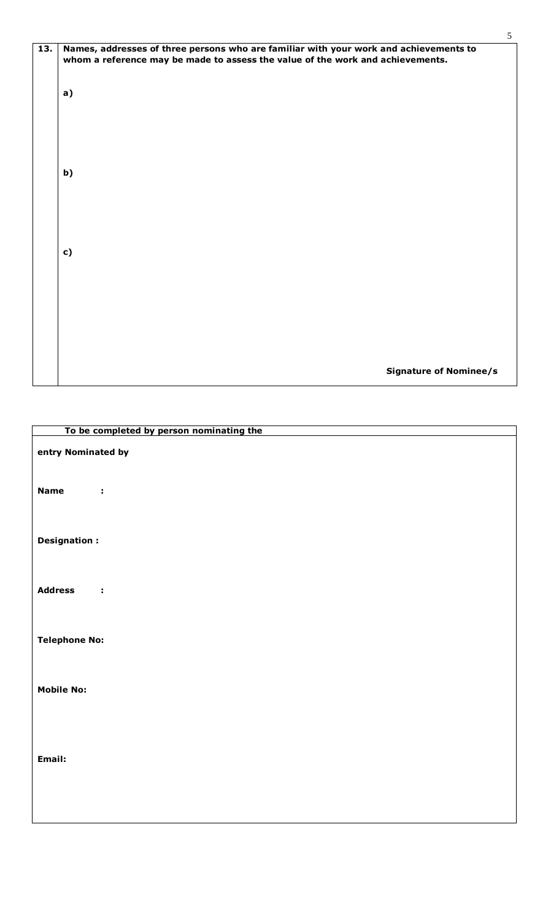| 13. | **Names, addresses of three persons who are familiar with your work and achievements to whom a reference may be made to assess the value of the work and achievements.** |
|---|---|
| | **a)** |
| | **b)** |
| | **c)** |
| | **Signature of Nominee/s** |

**To be completed by person nominating the entry Nominated by**

**Name :**

**Designation :**

**Address :**

**Telephone No:**

**Mobile No:**

**Email:**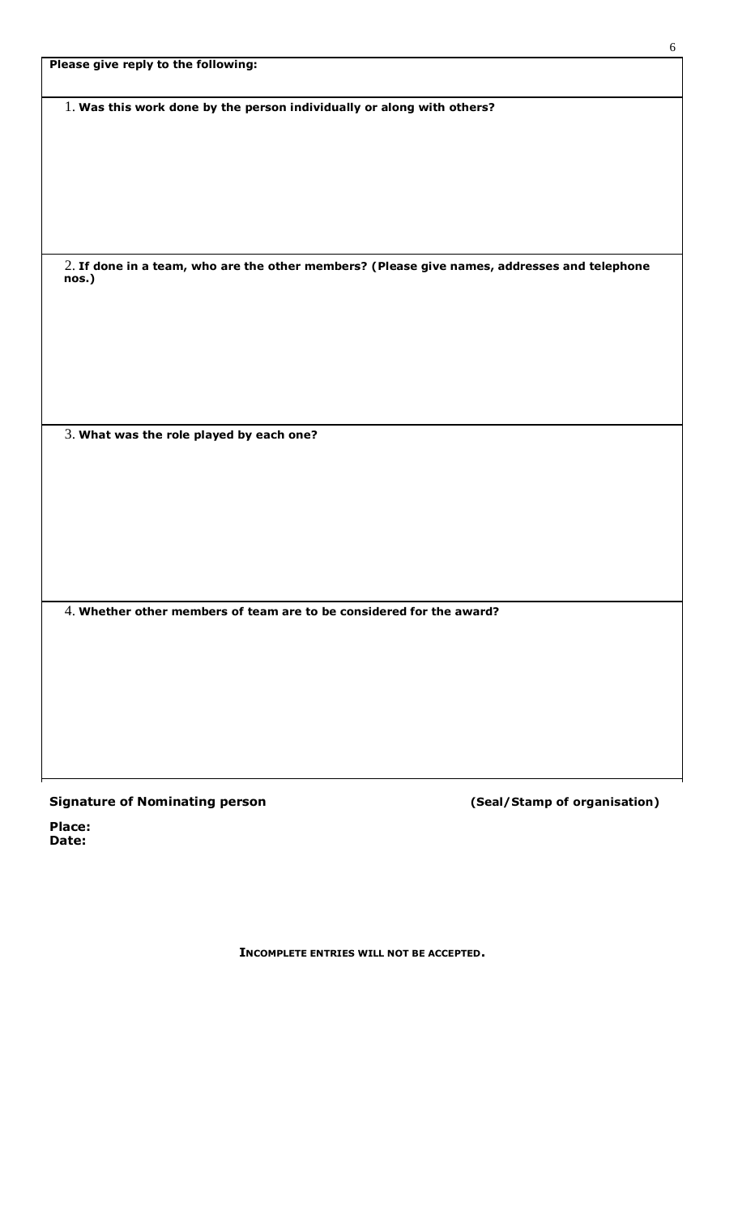**Please give reply to the following:**

1. **Was this work done by the person individually or along with others?**

2. **If done in a team, who are the other members? (Please give names, addresses and telephone nos.)**

3. **What was the role played by each one?**

4. **Whether other members of team are to be considered for the award?**

**Signature of Nominating person** **(Seal/Stamp of organisation)**

**Place:**
**Date:**

**INCOMPLETE ENTRIES WILL NOT BE ACCEPTED.**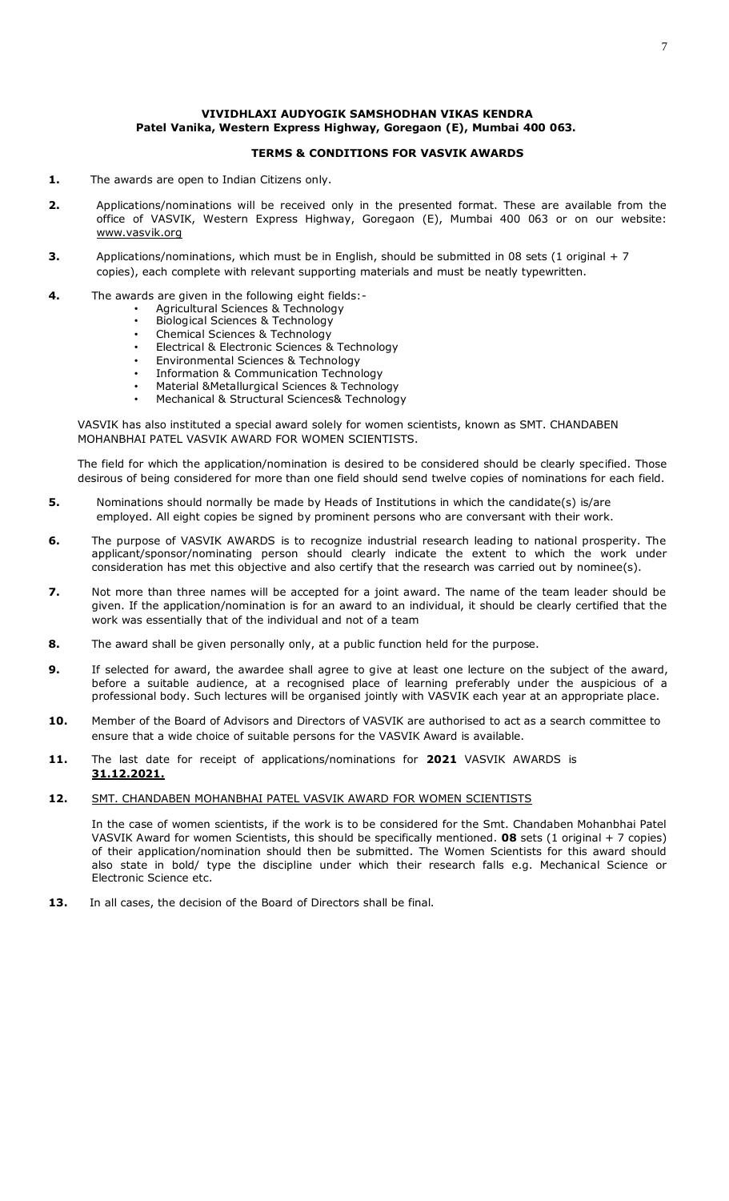**VIVIDHLAXI AUDYOGIK SAMSHODHAN VIKAS KENDRA**
**Patel Vanika, Western Express Highway, Goregaon (E), Mumbai 400 063.**

**TERMS & CONDITIONS FOR VASVIK AWARDS**

**1.** The awards are open to Indian Citizens only.

**2.** Applications/nominations will be received only in the presented format. These are available from the office of VASVIK, Western Express Highway, Goregaon (E), Mumbai 400 063 or on our website: www.vasvik.org

**3.** Applications/nominations, which must be in English, should be submitted in 08 sets (1 original + 7 copies), each complete with relevant supporting materials and must be neatly typewritten.

**4.** The awards are given in the following eight fields:-

- Agricultural Sciences & Technology
- Biological Sciences & Technology
- Chemical Sciences & Technology
- Electrical & Electronic Sciences & Technology
- Environmental Sciences & Technology
- Information & Communication Technology
- Material &Metallurgical Sciences & Technology
- Mechanical & Structural Sciences& Technology

VASVIK has also instituted a special award solely for women scientists, known as SMT. CHANDABEN MOHANBHAI PATEL VASVIK AWARD FOR WOMEN SCIENTISTS.

The field for which the application/nomination is desired to be considered should be clearly specified. Those desirous of being considered for more than one field should send twelve copies of nominations for each field.

**5.** Nominations should normally be made by Heads of Institutions in which the candidate(s) is/are employed. All eight copies be signed by prominent persons who are conversant with their work.

**6.** The purpose of VASVIK AWARDS is to recognize industrial research leading to national prosperity. The applicant/sponsor/nominating person should clearly indicate the extent to which the work under consideration has met this objective and also certify that the research was carried out by nominee(s).

**7.** Not more than three names will be accepted for a joint award. The name of the team leader should be given. If the application/nomination is for an award to an individual, it should be clearly certified that the work was essentially that of the individual and not of a team

**8.** The award shall be given personally only, at a public function held for the purpose.

**9.** If selected for award, the awardee shall agree to give at least one lecture on the subject of the award, before a suitable audience, at a recognised place of learning preferably under the auspicious of a professional body. Such lectures will be organised jointly with VASVIK each year at an appropriate place.

**10.** Member of the Board of Advisors and Directors of VASVIK are authorised to act as a search committee to ensure that a wide choice of suitable persons for the VASVIK Award is available.

**11.** The last date for receipt of applications/nominations for **2021** VASVIK AWARDS is **31.12.2021.**

**12.** SMT. CHANDABEN MOHANBHAI PATEL VASVIK AWARD FOR WOMEN SCIENTISTS

In the case of women scientists, if the work is to be considered for the Smt. Chandaben Mohanbhai Patel VASVIK Award for women Scientists, this should be specifically mentioned. **08** sets (1 original + 7 copies) of their application/nomination should then be submitted. The Women Scientists for this award should also state in bold/ type the discipline under which their research falls e.g. Mechanical Science or Electronic Science etc.

**13.** In all cases, the decision of the Board of Directors shall be final.